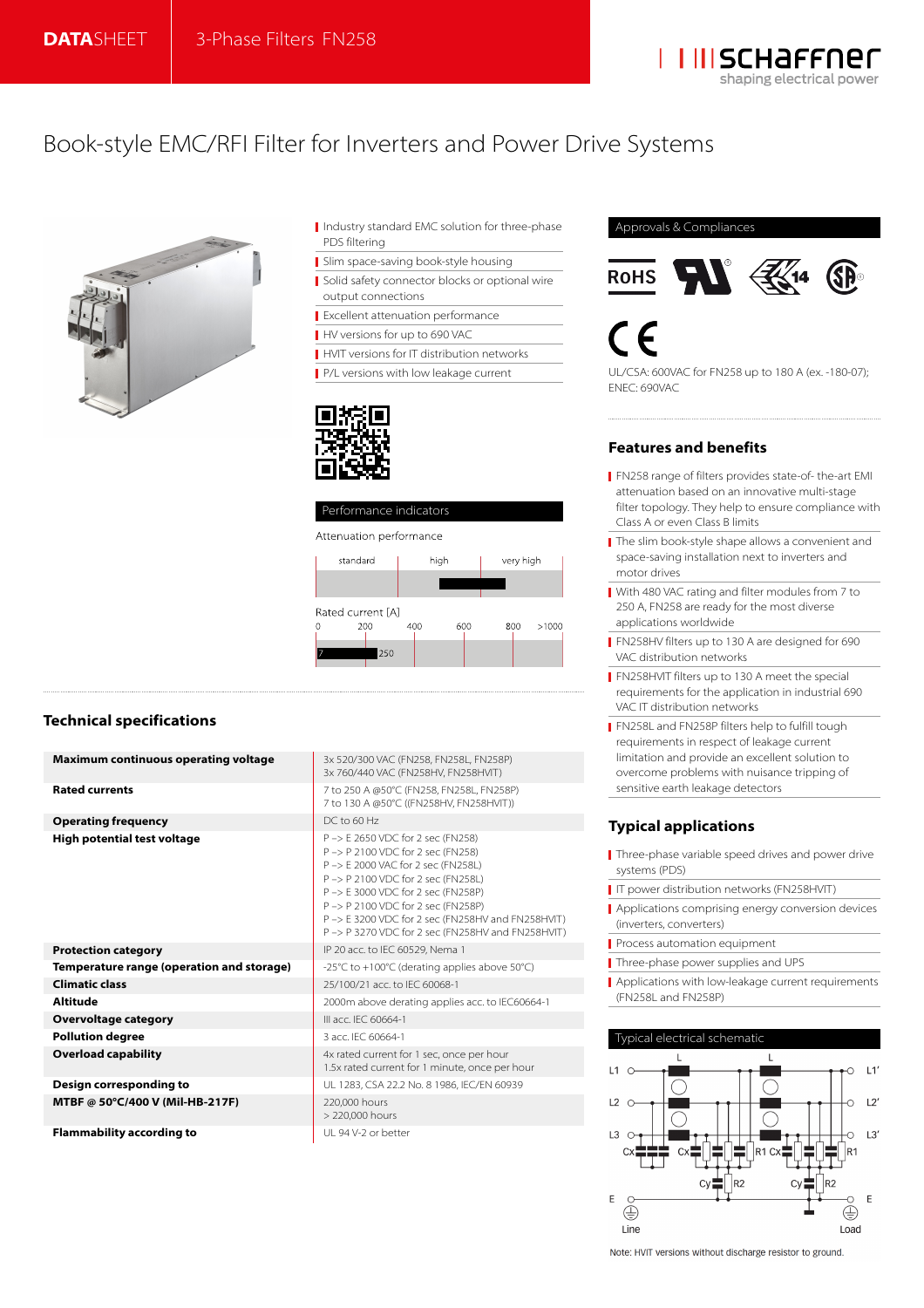# Book-style EMC/RFI Filter for Inverters and Power Drive Systems

- Industry standard EMC solution for three-phase PDS filtering
- Slim space-saving book-style housing
- Solid safety connector blocks or optional wire output connections
- Excellent attenuation performance
- HV versions for up to 690 VAC
- HVIT versions for IT distribution networks
- P/L versions with low leakage current

## Performance indicators

Attenuation performance

standard | high | very high

Rated current [A]

0 | 200 | 400 | 600 | 800 | >1000

7 – 250

## Approvals & Compliances

UL/CSA: 600VAC for FN258 up to 180 A (ex. -180-07);
ENEC: 690VAC

## Features and benefits

- FN258 range of filters provides state-of- the-art EMI attenuation based on an innovative multi-stage filter topology. They help to ensure compliance with Class A or even Class B limits
- The slim book-style shape allows a convenient and space-saving installation next to inverters and motor drives
- With 480 VAC rating and filter modules from 7 to 250 A, FN258 are ready for the most diverse applications worldwide
- FN258HV filters up to 130 A are designed for 690 VAC distribution networks
- FN258HVIT filters up to 130 A meet the special requirements for the application in industrial 690 VAC IT distribution networks
- FN258L and FN258P filters help to fulfill tough requirements in respect of leakage current limitation and provide an excellent solution to overcome problems with nuisance tripping of sensitive earth leakage detectors

## Typical applications

- Three-phase variable speed drives and power drive systems (PDS)
- IT power distribution networks (FN258HVIT)
- Applications comprising energy conversion devices (inverters, converters)
- Process automation equipment
- Three-phase power supplies and UPS
- Applications with low-leakage current requirements (FN258L and FN258P)

## Typical electrical schematic

Note: HVIT versions without discharge resistor to ground.

## Technical specifications

| | |
|---|---|
| **Maximum continuous operating voltage** | 3x 520/300 VAC (FN258, FN258L, FN258P)<br>3x 760/440 VAC (FN258HV, FN258HVIT) |
| **Rated currents** | 7 to 250 A @50°C (FN258, FN258L, FN258P)<br>7 to 130 A @50°C ((FN258HV, FN258HVIT)) |
| **Operating frequency** | DC to 60 Hz |
| **High potential test voltage** | P –> E 2650 VDC for 2 sec (FN258)<br>P –> P 2100 VDC for 2 sec (FN258)<br>P –> E 2000 VAC for 2 sec (FN258L)<br>P –> P 2100 VDC for 2 sec (FN258L)<br>P –> E 3000 VDC for 2 sec (FN258P)<br>P –> P 2100 VDC for 2 sec (FN258P)<br>P –> E 3200 VDC for 2 sec (FN258HV and FN258HVIT)<br>P –> P 3270 VDC for 2 sec (FN258HV and FN258HVIT) |
| **Protection category** | IP 20 acc. to IEC 60529, Nema 1 |
| **Temperature range (operation and storage)** | -25°C to +100°C (derating applies above 50°C) |
| **Climatic class** | 25/100/21 acc. to IEC 60068-1 |
| **Altitude** | 2000m above derating applies acc. to IEC60664-1 |
| **Overvoltage category** | III acc. IEC 60664-1 |
| **Pollution degree** | 3 acc. IEC 60664-1 |
| **Overload capability** | 4x rated current for 1 sec, once per hour<br>1.5x rated current for 1 minute, once per hour |
| **Design corresponding to** | UL 1283, CSA 22.2 No. 8 1986, IEC/EN 60939 |
| **MTBF @ 50°C/400 V (Mil-HB-217F)** | 220,000 hours<br>> 220,000 hours |
| **Flammability according to** | UL 94 V-2 or better |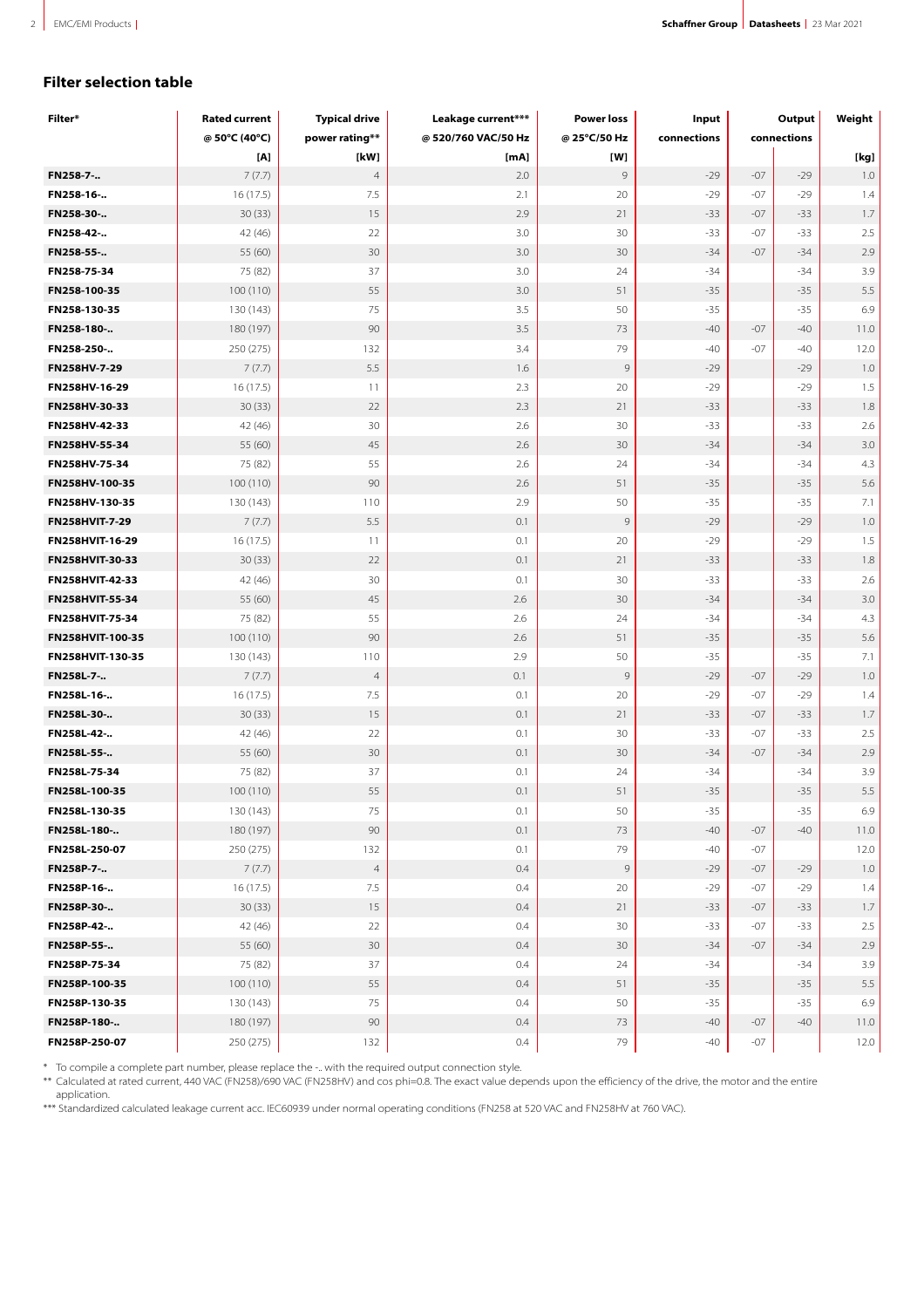## Filter selection table

| Filter* | Rated current @ 50°C (40°C) [A] | Typical drive power rating** [kW] | Leakage current*** @ 520/760 VAC/50 Hz [mA] | Power loss @ 25°C/50 Hz [W] | Input connections | Output connections | | Weight [kg] |
|---|---|---|---|---|---|---|---|---|
| FN258-7-.. | 7 (7.7) | 4 | 2.0 | 9 | -29 | -07 | -29 | 1.0 |
| FN258-16-.. | 16 (17.5) | 7.5 | 2.1 | 20 | -29 | -07 | -29 | 1.4 |
| FN258-30-.. | 30 (33) | 15 | 2.9 | 21 | -33 | -07 | -33 | 1.7 |
| FN258-42-.. | 42 (46) | 22 | 3.0 | 30 | -33 | -07 | -33 | 2.5 |
| FN258-55-.. | 55 (60) | 30 | 3.0 | 30 | -34 | -07 | -34 | 2.9 |
| FN258-75-34 | 75 (82) | 37 | 3.0 | 24 | -34 | | -34 | 3.9 |
| FN258-100-35 | 100 (110) | 55 | 3.0 | 51 | -35 | | -35 | 5.5 |
| FN258-130-35 | 130 (143) | 75 | 3.5 | 50 | -35 | | -35 | 6.9 |
| FN258-180-.. | 180 (197) | 90 | 3.5 | 73 | -40 | -07 | -40 | 11.0 |
| FN258-250-.. | 250 (275) | 132 | 3.4 | 79 | -40 | -07 | -40 | 12.0 |
| FN258HV-7-29 | 7 (7.7) | 5.5 | 1.6 | 9 | -29 | | -29 | 1.0 |
| FN258HV-16-29 | 16 (17.5) | 11 | 2.3 | 20 | -29 | | -29 | 1.5 |
| FN258HV-30-33 | 30 (33) | 22 | 2.3 | 21 | -33 | | -33 | 1.8 |
| FN258HV-42-33 | 42 (46) | 30 | 2.6 | 30 | -33 | | -33 | 2.6 |
| FN258HV-55-34 | 55 (60) | 45 | 2.6 | 30 | -34 | | -34 | 3.0 |
| FN258HV-75-34 | 75 (82) | 55 | 2.6 | 24 | -34 | | -34 | 4.3 |
| FN258HV-100-35 | 100 (110) | 90 | 2.6 | 51 | -35 | | -35 | 5.6 |
| FN258HV-130-35 | 130 (143) | 110 | 2.9 | 50 | -35 | | -35 | 7.1 |
| FN258HVIT-7-29 | 7 (7.7) | 5.5 | 0.1 | 9 | -29 | | -29 | 1.0 |
| FN258HVIT-16-29 | 16 (17.5) | 11 | 0.1 | 20 | -29 | | -29 | 1.5 |
| FN258HVIT-30-33 | 30 (33) | 22 | 0.1 | 21 | -33 | | -33 | 1.8 |
| FN258HVIT-42-33 | 42 (46) | 30 | 0.1 | 30 | -33 | | -33 | 2.6 |
| FN258HVIT-55-34 | 55 (60) | 45 | 2.6 | 30 | -34 | | -34 | 3.0 |
| FN258HVIT-75-34 | 75 (82) | 55 | 2.6 | 24 | -34 | | -34 | 4.3 |
| FN258HVIT-100-35 | 100 (110) | 90 | 2.6 | 51 | -35 | | -35 | 5.6 |
| FN258HVIT-130-35 | 130 (143) | 110 | 2.9 | 50 | -35 | | -35 | 7.1 |
| FN258L-7-.. | 7 (7.7) | 4 | 0.1 | 9 | -29 | -07 | -29 | 1.0 |
| FN258L-16-.. | 16 (17.5) | 7.5 | 0.1 | 20 | -29 | -07 | -29 | 1.4 |
| FN258L-30-.. | 30 (33) | 15 | 0.1 | 21 | -33 | -07 | -33 | 1.7 |
| FN258L-42-.. | 42 (46) | 22 | 0.1 | 30 | -33 | -07 | -33 | 2.5 |
| FN258L-55-.. | 55 (60) | 30 | 0.1 | 30 | -34 | -07 | -34 | 2.9 |
| FN258L-75-34 | 75 (82) | 37 | 0.1 | 24 | -34 | | -34 | 3.9 |
| FN258L-100-35 | 100 (110) | 55 | 0.1 | 51 | -35 | | -35 | 5.5 |
| FN258L-130-35 | 130 (143) | 75 | 0.1 | 50 | -35 | | -35 | 6.9 |
| FN258L-180-.. | 180 (197) | 90 | 0.1 | 73 | -40 | -07 | -40 | 11.0 |
| FN258L-250-07 | 250 (275) | 132 | 0.1 | 79 | -40 | -07 | | 12.0 |
| FN258P-7-.. | 7 (7.7) | 4 | 0.4 | 9 | -29 | -07 | -29 | 1.0 |
| FN258P-16-.. | 16 (17.5) | 7.5 | 0.4 | 20 | -29 | -07 | -29 | 1.4 |
| FN258P-30-.. | 30 (33) | 15 | 0.4 | 21 | -33 | -07 | -33 | 1.7 |
| FN258P-42-.. | 42 (46) | 22 | 0.4 | 30 | -33 | -07 | -33 | 2.5 |
| FN258P-55-.. | 55 (60) | 30 | 0.4 | 30 | -34 | -07 | -34 | 2.9 |
| FN258P-75-34 | 75 (82) | 37 | 0.4 | 24 | -34 | | -34 | 3.9 |
| FN258P-100-35 | 100 (110) | 55 | 0.4 | 51 | -35 | | -35 | 5.5 |
| FN258P-130-35 | 130 (143) | 75 | 0.4 | 50 | -35 | | -35 | 6.9 |
| FN258P-180-.. | 180 (197) | 90 | 0.4 | 73 | -40 | -07 | -40 | 11.0 |
| FN258P-250-07 | 250 (275) | 132 | 0.4 | 79 | -40 | -07 | | 12.0 |

* To compile a complete part number, please replace the -.. with the required output connection style.
** Calculated at rated current, 440 VAC (FN258)/690 VAC (FN258HV) and cos phi=0.8. The exact value depends upon the efficiency of the drive, the motor and the entire application.
*** Standardized calculated leakage current acc. IEC60939 under normal operating conditions (FN258 at 520 VAC and FN258HV at 760 VAC).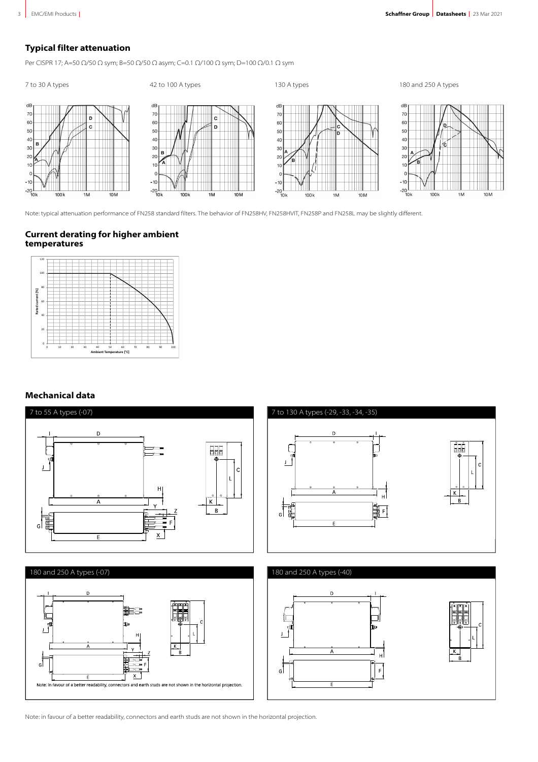## Typical filter attenuation

Per CISPR 17; A=50 Ω/50 Ω sym; B=50 Ω/50 Ω asym; C=0.1 Ω/100 Ω sym; D=100 Ω/0.1 Ω sym

7 to 30 A types

42 to 100 A types

130 A types

180 and 250 A types

Note: typical attenuation performance of FN258 standard filters. The behavior of FN258HV, FN258HVIT, FN258P and FN258L may be slightly different.

## Current derating for higher ambient temperatures

## Mechanical data

7 to 55 A types (-07)

7 to 130 A types (-29, -33, -34, -35)

180 and 250 A types (-07)

Note: in favour of a better readability, connectors and earth studs are not shown in the horizontal projection.

180 and 250 A types (-40)

Note: in favour of a better readability, connectors and earth studs are not shown in the horizontal projection.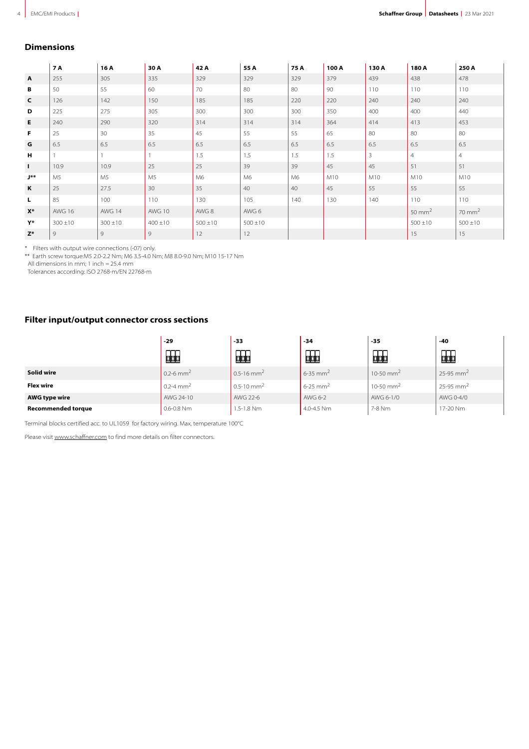## Dimensions

| | 7 A | 16 A | 30 A | 42 A | 55 A | 75 A | 100 A | 130 A | 180 A | 250 A |
|---|---|---|---|---|---|---|---|---|---|---|
| **A** | 255 | 305 | 335 | 329 | 329 | 329 | 379 | 439 | 438 | 478 |
| **B** | 50 | 55 | 60 | 70 | 80 | 80 | 90 | 110 | 110 | 110 |
| **C** | 126 | 142 | 150 | 185 | 185 | 220 | 220 | 240 | 240 | 240 |
| **D** | 225 | 275 | 305 | 300 | 300 | 300 | 350 | 400 | 400 | 440 |
| **E** | 240 | 290 | 320 | 314 | 314 | 314 | 364 | 414 | 413 | 453 |
| **F** | 25 | 30 | 35 | 45 | 55 | 55 | 65 | 80 | 80 | 80 |
| **G** | 6.5 | 6.5 | 6.5 | 6.5 | 6.5 | 6.5 | 6.5 | 6.5 | 6.5 | 6.5 |
| **H** | 1 | 1 | 1 | 1.5 | 1.5 | 1.5 | 1.5 | 3 | 4 | 4 |
| **I** | 10.9 | 10.9 | 25 | 25 | 39 | 39 | 45 | 45 | 51 | 51 |
| **J**** | M5 | M5 | M5 | M6 | M6 | M6 | M10 | M10 | M10 | M10 |
| **K** | 25 | 27.5 | 30 | 35 | 40 | 40 | 45 | 55 | 55 | 55 |
| **L** | 85 | 100 | 110 | 130 | 105 | 140 | 130 | 140 | 110 | 110 |
| **X*** | AWG 16 | AWG 14 | AWG 10 | AWG 8 | AWG 6 | | | | 50 mm$^2$ | 70 mm$^2$ |
| **Y*** | 300 ±10 | 300 ±10 | 400 ±10 | 500 ±10 | 500 ±10 | | | | 500 ±10 | 500 ±10 |
| **Z*** | 9 | 9 | 9 | 12 | 12 | | | | 15 | 15 |

\* Filters with output wire connections (-07) only.
** Earth screw torque:M5 2.0-2.2 Nm; M6 3.5-4.0 Nm; M8 8.0-9.0 Nm; M10 15-17 Nm
All dimensions in mm; 1 inch = 25.4 mm
Tolerances according: ISO 2768-m/EN 22768-m

## Filter input/output connector cross sections

| | -29 | -33 | -34 | -35 | -40 |
|---|---|---|---|---|---|
| **Solid wire** | 0.2-6 mm$^2$ | 0.5-16 mm$^2$ | 6-35 mm$^2$ | 10-50 mm$^2$ | 25-95 mm$^2$ |
| **Flex wire** | 0.2-4 mm$^2$ | 0.5-10 mm$^2$ | 6-25 mm$^2$ | 10-50 mm$^2$ | 25-95 mm$^2$ |
| **AWG type wire** | AWG 24-10 | AWG 22-6 | AWG 6-2 | AWG 6-1/0 | AWG 0-4/0 |
| **Recommended torque** | 0.6-0.8 Nm | 1.5-1.8 Nm | 4.0-4.5 Nm | 7-8 Nm | 17-20 Nm |

Terminal blocks certified acc. to UL1059 for factory wiring. Max, temperature 100°C

Please visit www.schaffner.com to find more details on filter connectors.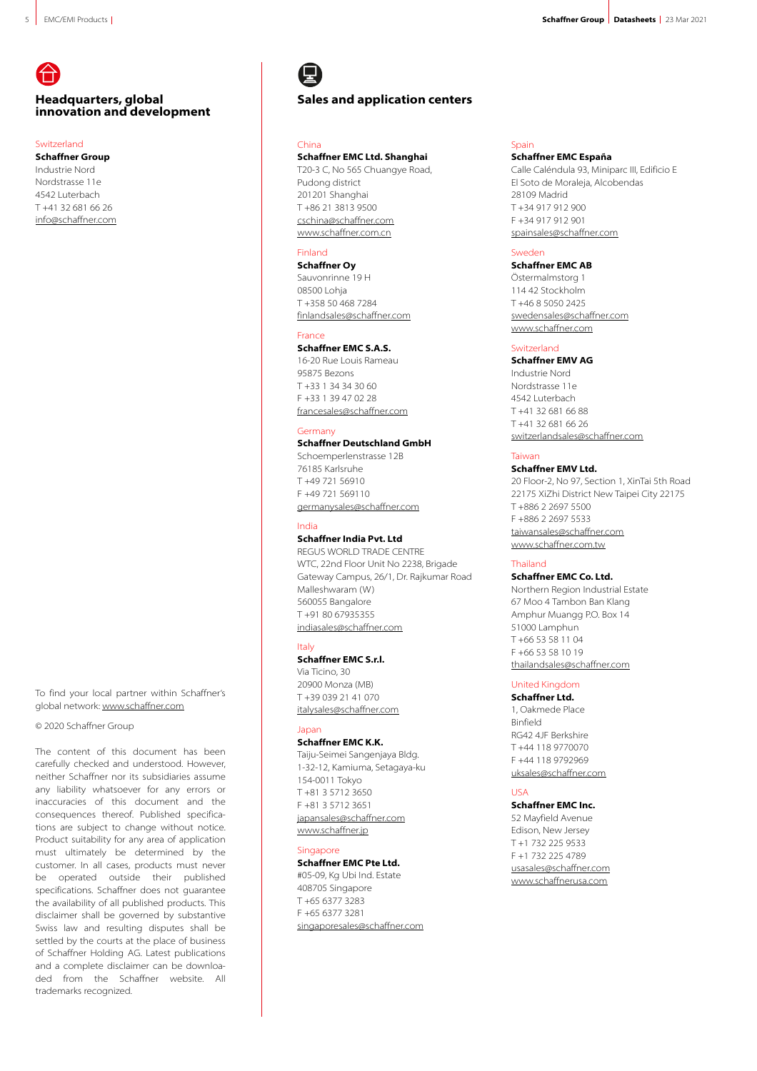## Headquarters, global innovation and development

Switzerland
**Schaffner Group**
Industrie Nord
Nordstrasse 11e
4542 Luterbach
T +41 32 681 66 26
info@schaffner.com

To find your local partner within Schaffner's global network: www.schaffner.com

© 2020 Schaffner Group

The content of this document has been carefully checked and understood. However, neither Schaffner nor its subsidiaries assume any liability whatsoever for any errors or inaccuracies of this document and the consequences thereof. Published specifications are subject to change without notice. Product suitability for any area of application must ultimately be determined by the customer. In all cases, products must never be operated outside their published specifications. Schaffner does not guarantee the availability of all published products. This disclaimer shall be governed by substantive Swiss law and resulting disputes shall be settled by the courts at the place of business of Schaffner Holding AG. Latest publications and a complete disclaimer can be downloaded from the Schaffner website. All trademarks recognized.

## Sales and application centers

China
**Schaffner EMC Ltd. Shanghai**
T20-3 C, No 565 Chuangye Road,
Pudong district
201201 Shanghai
T +86 21 3813 9500
cschina@schaffner.com
www.schaffner.com.cn

Finland
**Schaffner Oy**
Sauvonrinne 19 H
08500 Lohja
T +358 50 468 7284
finlandsales@schaffner.com

France
**Schaffner EMC S.A.S.**
16-20 Rue Louis Rameau
95875 Bezons
T +33 1 34 34 30 60
F +33 1 39 47 02 28
francesales@schaffner.com

Germany
**Schaffner Deutschland GmbH**
Schoemperlenstrasse 12B
76185 Karlsruhe
T +49 721 56910
F +49 721 569110
germanysales@schaffner.com

India
**Schaffner India Pvt. Ltd**
REGUS WORLD TRADE CENTRE
WTC, 22nd Floor Unit No 2238, Brigade Gateway Campus, 26/1, Dr. Rajkumar Road
Malleshwaram (W)
560055 Bangalore
T +91 80 67935355
indiasales@schaffner.com

Italy
**Schaffner EMC S.r.l.**
Via Ticino, 30
20900 Monza (MB)
T +39 039 21 41 070
italysales@schaffner.com

Japan
**Schaffner EMC K.K.**
Taiju-Seimei Sangenjaya Bldg.
1-32-12, Kamiuma, Setagaya-ku
154-0011 Tokyo
T +81 3 5712 3650
F +81 3 5712 3651
japansales@schaffner.com
www.schaffner.jp

Singapore
**Schaffner EMC Pte Ltd.**
#05-09, Kg Ubi Ind. Estate
408705 Singapore
T +65 6377 3283
F +65 6377 3281
singaporesales@schaffner.com

Spain
**Schaffner EMC España**
Calle Caléndula 93, Miniparc III, Edificio E
El Soto de Moraleja, Alcobendas
28109 Madrid
T +34 917 912 900
F +34 917 912 901
spainsales@schaffner.com

Sweden
**Schaffner EMC AB**
Östermalmstorg 1
114 42 Stockholm
T +46 8 5050 2425
swedensales@schaffner.com
www.schaffner.com

Switzerland
**Schaffner EMV AG**
Industrie Nord
Nordstrasse 11e
4542 Luterbach
T +41 32 681 66 88
T +41 32 681 66 26
switzerlandsales@schaffner.com

Taiwan
**Schaffner EMV Ltd.**
20 Floor-2, No 97, Section 1, XinTai 5th Road
22175 XiZhi District New Taipei City 22175
T +886 2 2697 5500
F +886 2 2697 5533
taiwansales@schaffner.com
www.schaffner.com.tw

Thailand
**Schaffner EMC Co. Ltd.**
Northern Region Industrial Estate
67 Moo 4 Tambon Ban Klang
Amphur Muangg P.O. Box 14
51000 Lamphun
T +66 53 58 11 04
F +66 53 58 10 19
thailandsales@schaffner.com

United Kingdom
**Schaffner Ltd.**
1, Oakmede Place
Binfield
RG42 4JF Berkshire
T +44 118 9770070
F +44 118 9792969
uksales@schaffner.com

USA
**Schaffner EMC Inc.**
52 Mayfield Avenue
Edison, New Jersey
T +1 732 225 9533
F +1 732 225 4789
usasales@schaffner.com
www.schaffnerusa.com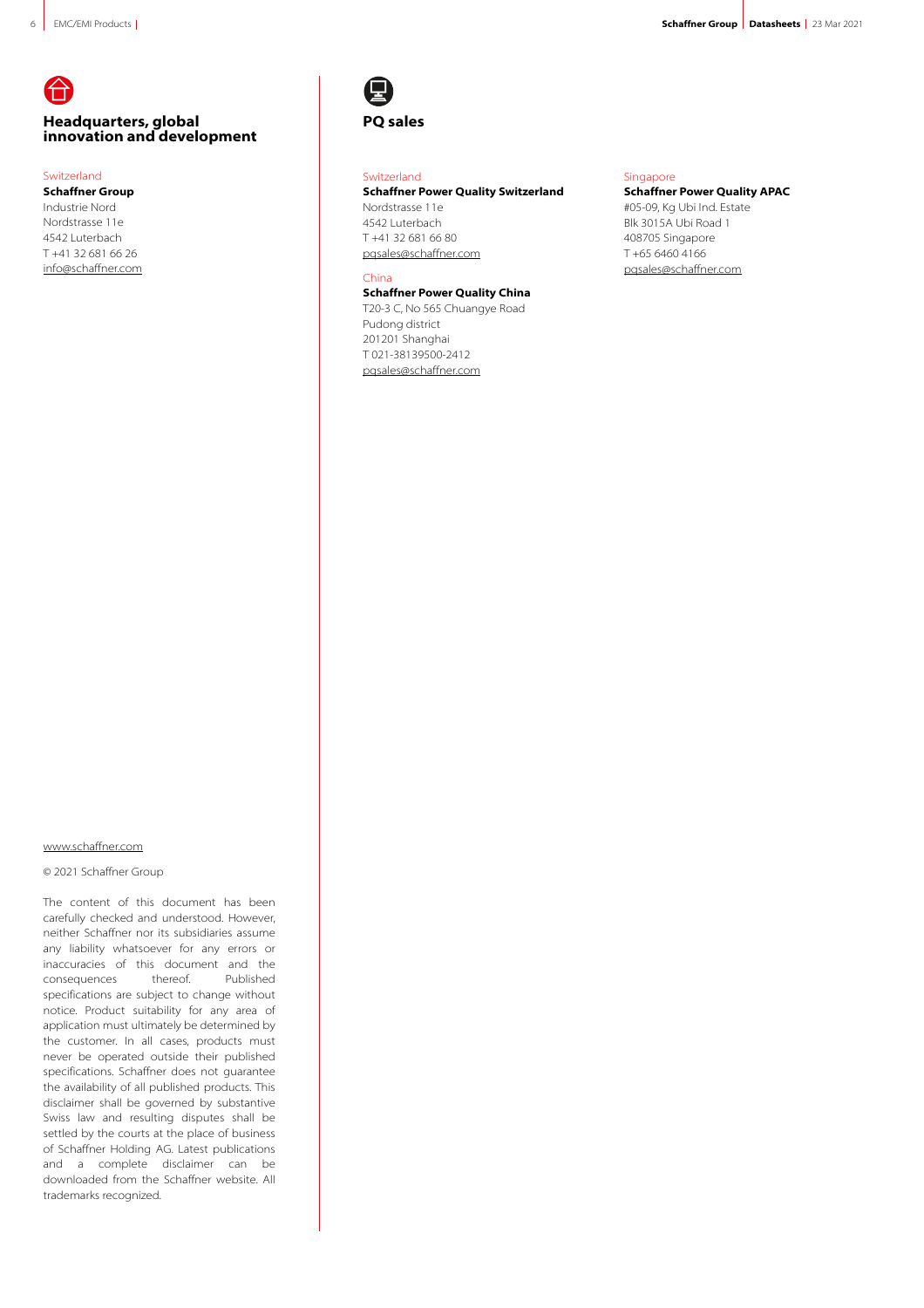## Headquarters, global innovation and development

Switzerland

**Schaffner Group**
Industrie Nord
Nordstrasse 11e
4542 Luterbach
T +41 32 681 66 26
info@schaffner.com

www.schaffner.com

© 2021 Schaffner Group

The content of this document has been carefully checked and understood. However, neither Schaffner nor its subsidiaries assume any liability whatsoever for any errors or inaccuracies of this document and the consequences thereof. Published specifications are subject to change without notice. Product suitability for any area of application must ultimately be determined by the customer. In all cases, products must never be operated outside their published specifications. Schaffner does not guarantee the availability of all published products. This disclaimer shall be governed by substantive Swiss law and resulting disputes shall be settled by the courts at the place of business of Schaffner Holding AG. Latest publications and a complete disclaimer can be downloaded from the Schaffner website. All trademarks recognized.

## PQ sales

Switzerland

**Schaffner Power Quality Switzerland**
Nordstrasse 11e
4542 Luterbach
T +41 32 681 66 80
pqsales@schaffner.com

China

**Schaffner Power Quality China**
T20-3 C, No 565 Chuangye Road
Pudong district
201201 Shanghai
T 021-38139500-2412
pqsales@schaffner.com

Singapore

**Schaffner Power Quality APAC**
#05-09, Kg Ubi Ind. Estate
Blk 3015A Ubi Road 1
408705 Singapore
T +65 6460 4166
pqsales@schaffner.com